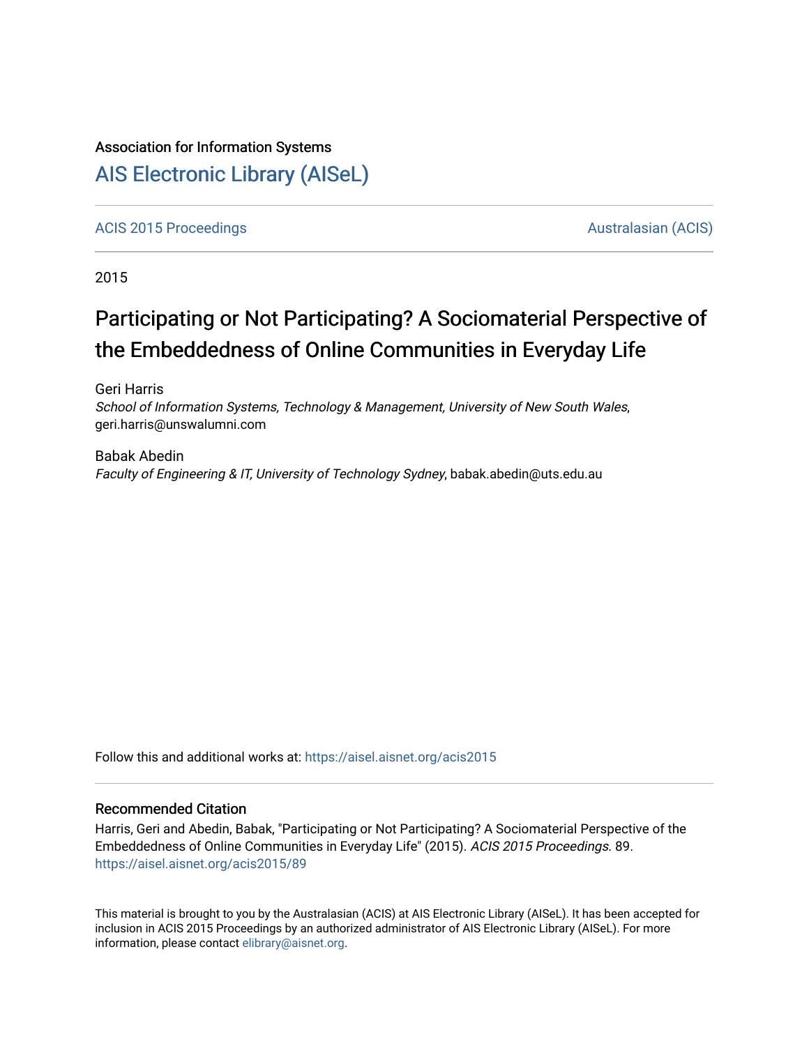Association for Information Systems

# AIS Electronic Library (AISeL)

ACIS 2015 Proceedings | Australasian (ACIS)

2015

# Participating or Not Participating? A Sociomaterial Perspective of the Embeddedness of Online Communities in Everyday Life

Geri Harris
*School of Information Systems, Technology & Management, University of New South Wales*, geri.harris@unswalumni.com

Babak Abedin
*Faculty of Engineering & IT, University of Technology Sydney*, babak.abedin@uts.edu.au

Follow this and additional works at: https://aisel.aisnet.org/acis2015

## Recommended Citation

Harris, Geri and Abedin, Babak, "Participating or Not Participating? A Sociomaterial Perspective of the Embeddedness of Online Communities in Everyday Life" (2015). *ACIS 2015 Proceedings*. 89.
https://aisel.aisnet.org/acis2015/89

This material is brought to you by the Australasian (ACIS) at AIS Electronic Library (AISeL). It has been accepted for inclusion in ACIS 2015 Proceedings by an authorized administrator of AIS Electronic Library (AISeL). For more information, please contact elibrary@aisnet.org.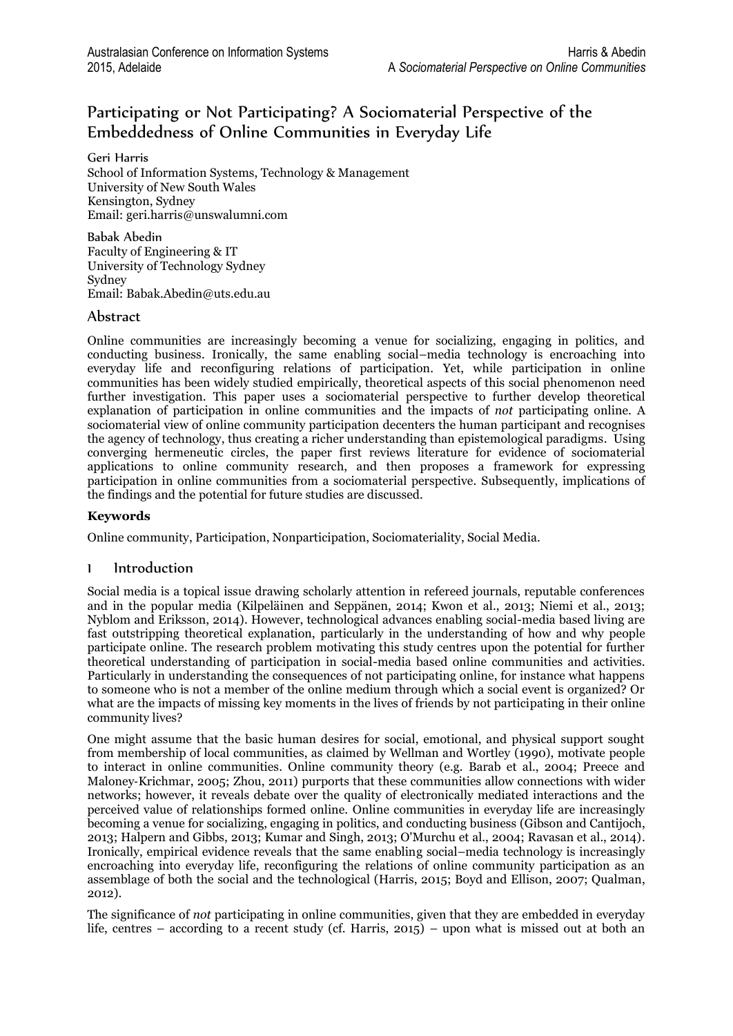# Participating or Not Participating? A Sociomaterial Perspective of the Embeddedness of Online Communities in Everyday Life

**Geri Harris**
School of Information Systems, Technology & Management
University of New South Wales
Kensington, Sydney
Email: geri.harris@unswalumni.com

**Babak Abedin**
Faculty of Engineering & IT
University of Technology Sydney
Sydney
Email: Babak.Abedin@uts.edu.au

## Abstract

Online communities are increasingly becoming a venue for socializing, engaging in politics, and conducting business. Ironically, the same enabling social–media technology is encroaching into everyday life and reconfiguring relations of participation. Yet, while participation in online communities has been widely studied empirically, theoretical aspects of this social phenomenon need further investigation. This paper uses a sociomaterial perspective to further develop theoretical explanation of participation in online communities and the impacts of *not* participating online. A sociomaterial view of online community participation decenters the human participant and recognises the agency of technology, thus creating a richer understanding than epistemological paradigms. Using converging hermeneutic circles, the paper first reviews literature for evidence of sociomaterial applications to online community research, and then proposes a framework for expressing participation in online communities from a sociomaterial perspective. Subsequently, implications of the findings and the potential for future studies are discussed.

### Keywords

Online community, Participation, Nonparticipation, Sociomateriality, Social Media.

## 1 Introduction

Social media is a topical issue drawing scholarly attention in refereed journals, reputable conferences and in the popular media (Kilpeläinen and Seppänen, 2014; Kwon et al., 2013; Niemi et al., 2013; Nyblom and Eriksson, 2014). However, technological advances enabling social-media based living are fast outstripping theoretical explanation, particularly in the understanding of how and why people participate online. The research problem motivating this study centres upon the potential for further theoretical understanding of participation in social-media based online communities and activities. Particularly in understanding the consequences of not participating online, for instance what happens to someone who is not a member of the online medium through which a social event is organized? Or what are the impacts of missing key moments in the lives of friends by not participating in their online community lives?

One might assume that the basic human desires for social, emotional, and physical support sought from membership of local communities, as claimed by Wellman and Wortley (1990), motivate people to interact in online communities. Online community theory (e.g. Barab et al., 2004; Preece and Maloney-Krichmar, 2005; Zhou, 2011) purports that these communities allow connections with wider networks; however, it reveals debate over the quality of electronically mediated interactions and the perceived value of relationships formed online. Online communities in everyday life are increasingly becoming a venue for socializing, engaging in politics, and conducting business (Gibson and Cantijoch, 2013; Halpern and Gibbs, 2013; Kumar and Singh, 2013; O'Murchu et al., 2004; Ravasan et al., 2014). Ironically, empirical evidence reveals that the same enabling social–media technology is increasingly encroaching into everyday life, reconfiguring the relations of online community participation as an assemblage of both the social and the technological (Harris, 2015; Boyd and Ellison, 2007; Qualman, 2012).

The significance of *not* participating in online communities, given that they are embedded in everyday life, centres – according to a recent study (cf. Harris, 2015) – upon what is missed out at both an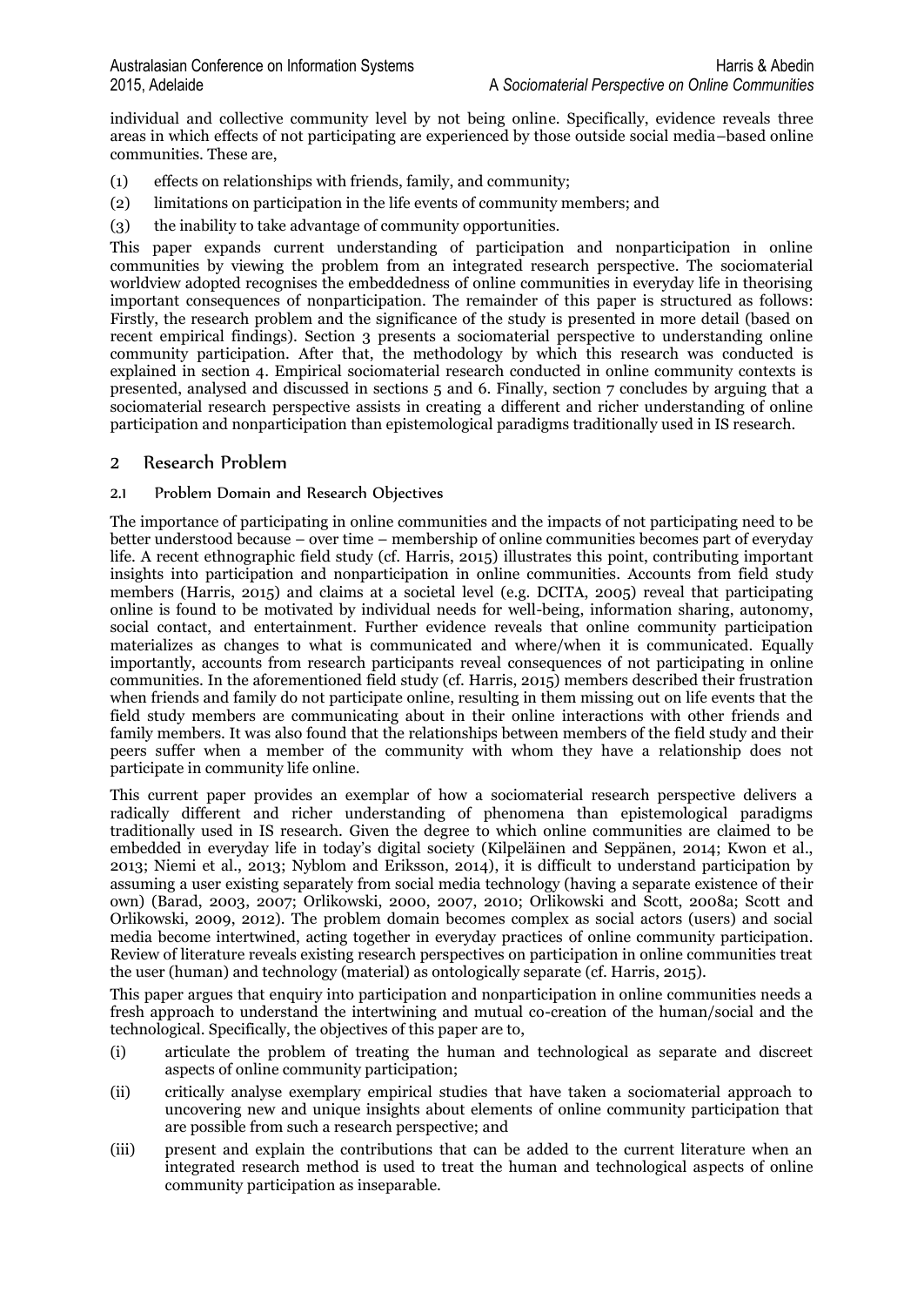individual and collective community level by not being online. Specifically, evidence reveals three areas in which effects of not participating are experienced by those outside social media–based online communities. These are,

(1) effects on relationships with friends, family, and community;

(2) limitations on participation in the life events of community members; and

(3) the inability to take advantage of community opportunities.

This paper expands current understanding of participation and nonparticipation in online communities by viewing the problem from an integrated research perspective. The sociomaterial worldview adopted recognises the embeddedness of online communities in everyday life in theorising important consequences of nonparticipation. The remainder of this paper is structured as follows: Firstly, the research problem and the significance of the study is presented in more detail (based on recent empirical findings). Section 3 presents a sociomaterial perspective to understanding online community participation. After that, the methodology by which this research was conducted is explained in section 4. Empirical sociomaterial research conducted in online community contexts is presented, analysed and discussed in sections 5 and 6. Finally, section 7 concludes by arguing that a sociomaterial research perspective assists in creating a different and richer understanding of online participation and nonparticipation than epistemological paradigms traditionally used in IS research.

## 2 Research Problem

### 2.1 Problem Domain and Research Objectives

The importance of participating in online communities and the impacts of not participating need to be better understood because – over time – membership of online communities becomes part of everyday life. A recent ethnographic field study (cf. Harris, 2015) illustrates this point, contributing important insights into participation and nonparticipation in online communities. Accounts from field study members (Harris, 2015) and claims at a societal level (e.g. DCITA, 2005) reveal that participating online is found to be motivated by individual needs for well-being, information sharing, autonomy, social contact, and entertainment. Further evidence reveals that online community participation materializes as changes to what is communicated and where/when it is communicated. Equally importantly, accounts from research participants reveal consequences of not participating in online communities. In the aforementioned field study (cf. Harris, 2015) members described their frustration when friends and family do not participate online, resulting in them missing out on life events that the field study members are communicating about in their online interactions with other friends and family members. It was also found that the relationships between members of the field study and their peers suffer when a member of the community with whom they have a relationship does not participate in community life online.

This current paper provides an exemplar of how a sociomaterial research perspective delivers a radically different and richer understanding of phenomena than epistemological paradigms traditionally used in IS research. Given the degree to which online communities are claimed to be embedded in everyday life in today's digital society (Kilpeläinen and Seppänen, 2014; Kwon et al., 2013; Niemi et al., 2013; Nyblom and Eriksson, 2014), it is difficult to understand participation by assuming a user existing separately from social media technology (having a separate existence of their own) (Barad, 2003, 2007; Orlikowski, 2000, 2007, 2010; Orlikowski and Scott, 2008a; Scott and Orlikowski, 2009, 2012). The problem domain becomes complex as social actors (users) and social media become intertwined, acting together in everyday practices of online community participation. Review of literature reveals existing research perspectives on participation in online communities treat the user (human) and technology (material) as ontologically separate (cf. Harris, 2015).

This paper argues that enquiry into participation and nonparticipation in online communities needs a fresh approach to understand the intertwining and mutual co-creation of the human/social and the technological. Specifically, the objectives of this paper are to,

(i) articulate the problem of treating the human and technological as separate and discreet aspects of online community participation;

(ii) critically analyse exemplary empirical studies that have taken a sociomaterial approach to uncovering new and unique insights about elements of online community participation that are possible from such a research perspective; and

(iii) present and explain the contributions that can be added to the current literature when an integrated research method is used to treat the human and technological aspects of online community participation as inseparable.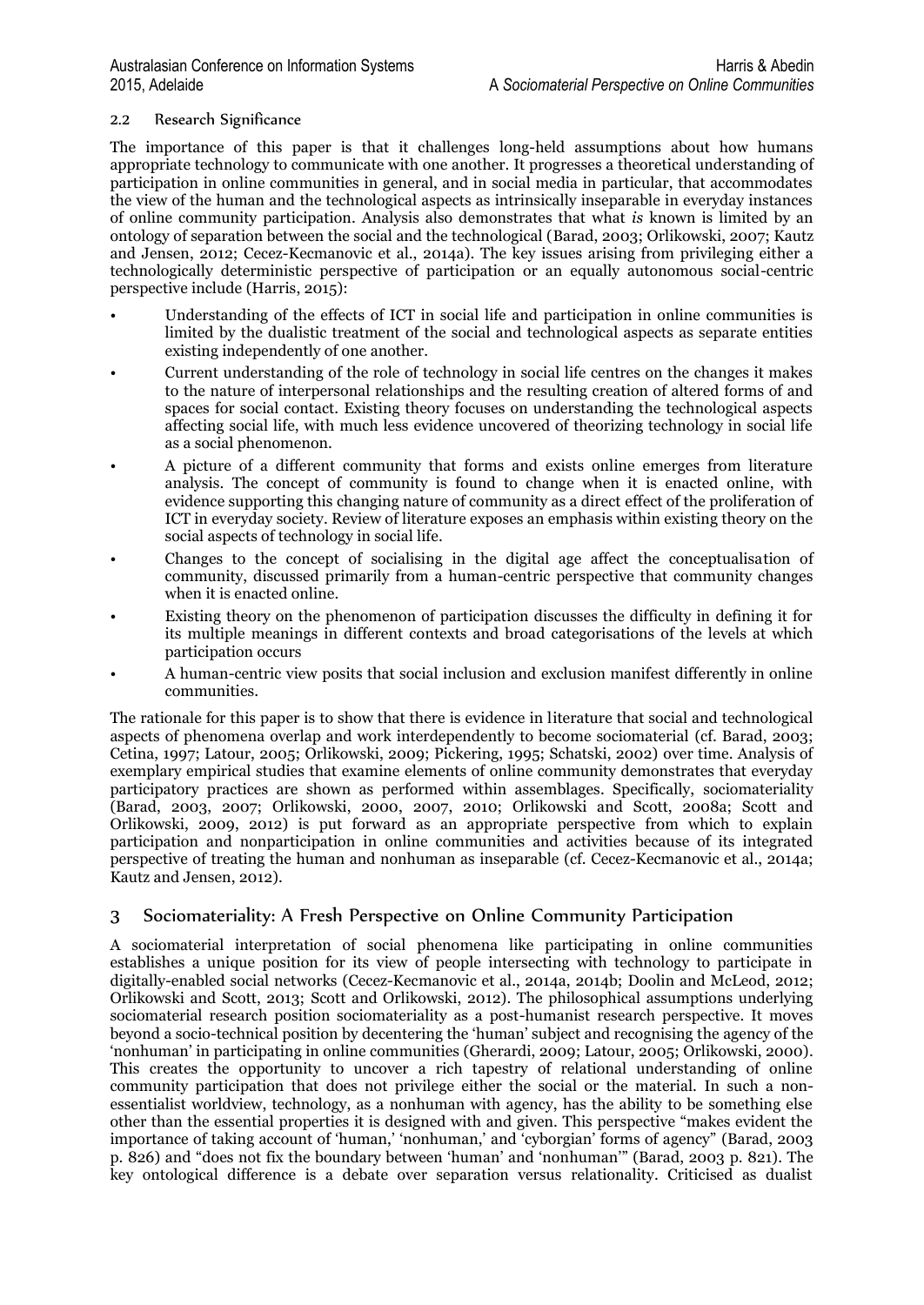### 2.2 Research Significance

The importance of this paper is that it challenges long-held assumptions about how humans appropriate technology to communicate with one another. It progresses a theoretical understanding of participation in online communities in general, and in social media in particular, that accommodates the view of the human and the technological aspects as intrinsically inseparable in everyday instances of online community participation. Analysis also demonstrates that what *is* known is limited by an ontology of separation between the social and the technological (Barad, 2003; Orlikowski, 2007; Kautz and Jensen, 2012; Cecez-Kecmanovic et al., 2014a). The key issues arising from privileging either a technologically deterministic perspective of participation or an equally autonomous social-centric perspective include (Harris, 2015):

- Understanding of the effects of ICT in social life and participation in online communities is limited by the dualistic treatment of the social and technological aspects as separate entities existing independently of one another.
- Current understanding of the role of technology in social life centres on the changes it makes to the nature of interpersonal relationships and the resulting creation of altered forms of and spaces for social contact. Existing theory focuses on understanding the technological aspects affecting social life, with much less evidence uncovered of theorizing technology in social life as a social phenomenon.
- A picture of a different community that forms and exists online emerges from literature analysis. The concept of community is found to change when it is enacted online, with evidence supporting this changing nature of community as a direct effect of the proliferation of ICT in everyday society. Review of literature exposes an emphasis within existing theory on the social aspects of technology in social life.
- Changes to the concept of socialising in the digital age affect the conceptualisation of community, discussed primarily from a human-centric perspective that community changes when it is enacted online.
- Existing theory on the phenomenon of participation discusses the difficulty in defining it for its multiple meanings in different contexts and broad categorisations of the levels at which participation occurs
- A human-centric view posits that social inclusion and exclusion manifest differently in online communities.

The rationale for this paper is to show that there is evidence in literature that social and technological aspects of phenomena overlap and work interdependently to become sociomaterial (cf. Barad, 2003; Cetina, 1997; Latour, 2005; Orlikowski, 2009; Pickering, 1995; Schatski, 2002) over time. Analysis of exemplary empirical studies that examine elements of online community demonstrates that everyday participatory practices are shown as performed within assemblages. Specifically, sociomateriality (Barad, 2003, 2007; Orlikowski, 2000, 2007, 2010; Orlikowski and Scott, 2008a; Scott and Orlikowski, 2009, 2012) is put forward as an appropriate perspective from which to explain participation and nonparticipation in online communities and activities because of its integrated perspective of treating the human and nonhuman as inseparable (cf. Cecez-Kecmanovic et al., 2014a; Kautz and Jensen, 2012).

## 3 Sociomateriality: A Fresh Perspective on Online Community Participation

A sociomaterial interpretation of social phenomena like participating in online communities establishes a unique position for its view of people intersecting with technology to participate in digitally-enabled social networks (Cecez-Kecmanovic et al., 2014a, 2014b; Doolin and McLeod, 2012; Orlikowski and Scott, 2013; Scott and Orlikowski, 2012). The philosophical assumptions underlying sociomaterial research position sociomateriality as a post-humanist research perspective. It moves beyond a socio-technical position by decentering the 'human' subject and recognising the agency of the 'nonhuman' in participating in online communities (Gherardi, 2009; Latour, 2005; Orlikowski, 2000). This creates the opportunity to uncover a rich tapestry of relational understanding of online community participation that does not privilege either the social or the material. In such a non-essentialist worldview, technology, as a nonhuman with agency, has the ability to be something else other than the essential properties it is designed with and given. This perspective "makes evident the importance of taking account of 'human,' 'nonhuman,' and 'cyborgian' forms of agency" (Barad, 2003 p. 826) and "does not fix the boundary between 'human' and 'nonhuman'" (Barad, 2003 p. 821). The key ontological difference is a debate over separation versus relationality. Criticised as dualist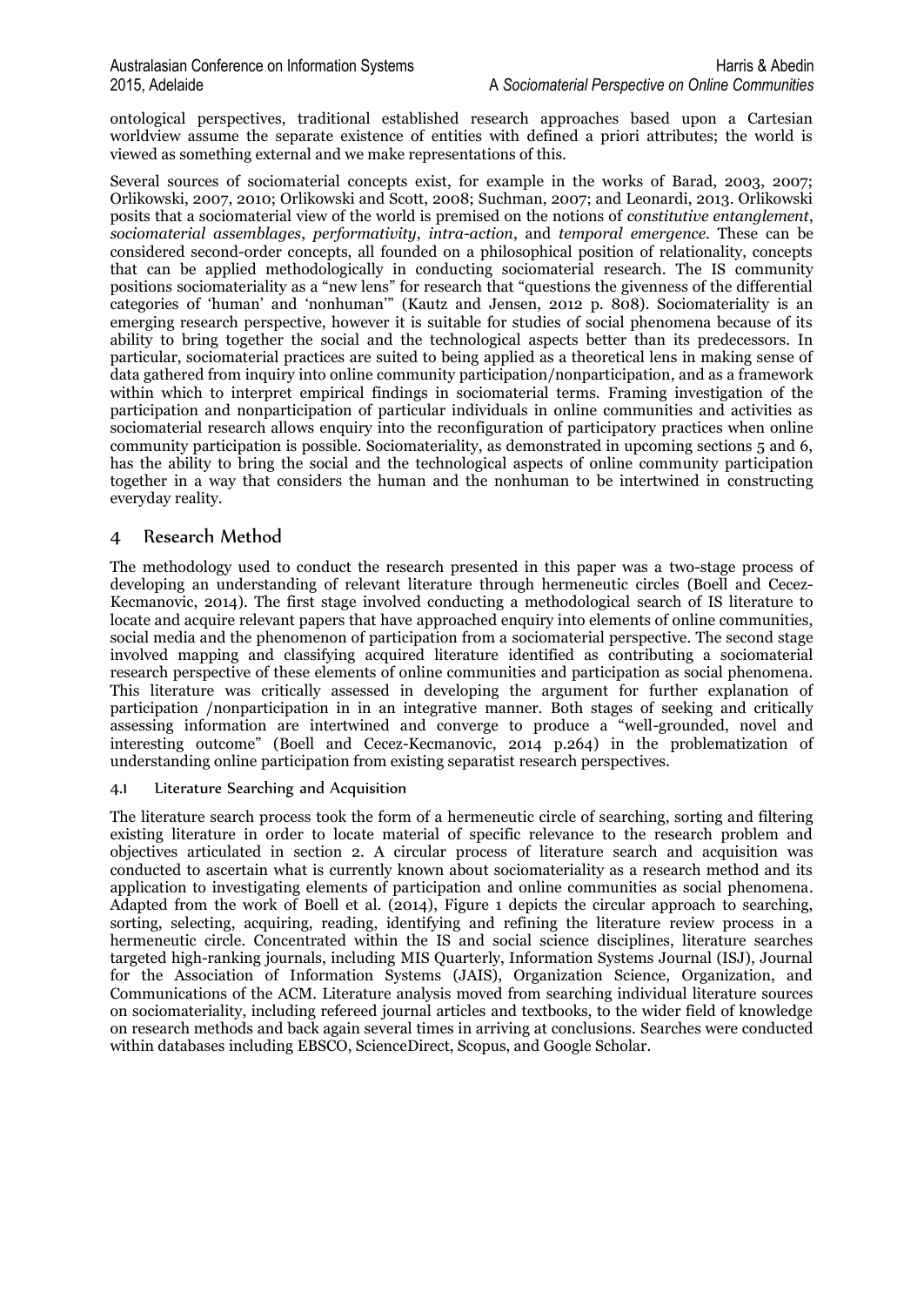ontological perspectives, traditional established research approaches based upon a Cartesian worldview assume the separate existence of entities with defined a priori attributes; the world is viewed as something external and we make representations of this.

Several sources of sociomaterial concepts exist, for example in the works of Barad, 2003, 2007; Orlikowski, 2007, 2010; Orlikowski and Scott, 2008; Suchman, 2007; and Leonardi, 2013. Orlikowski posits that a sociomaterial view of the world is premised on the notions of *constitutive entanglement*, *sociomaterial assemblages*, *performativity*, *intra-action*, and *temporal emergence*. These can be considered second-order concepts, all founded on a philosophical position of relationality, concepts that can be applied methodologically in conducting sociomaterial research. The IS community positions sociomateriality as a "new lens" for research that "questions the givenness of the differential categories of 'human' and 'nonhuman'" (Kautz and Jensen, 2012 p. 808). Sociomateriality is an emerging research perspective, however it is suitable for studies of social phenomena because of its ability to bring together the social and the technological aspects better than its predecessors. In particular, sociomaterial practices are suited to being applied as a theoretical lens in making sense of data gathered from inquiry into online community participation/nonparticipation, and as a framework within which to interpret empirical findings in sociomaterial terms. Framing investigation of the participation and nonparticipation of particular individuals in online communities and activities as sociomaterial research allows enquiry into the reconfiguration of participatory practices when online community participation is possible. Sociomateriality, as demonstrated in upcoming sections 5 and 6, has the ability to bring the social and the technological aspects of online community participation together in a way that considers the human and the nonhuman to be intertwined in constructing everyday reality.

# 4 Research Method

The methodology used to conduct the research presented in this paper was a two-stage process of developing an understanding of relevant literature through hermeneutic circles (Boell and Cecez-Kecmanovic, 2014). The first stage involved conducting a methodological search of IS literature to locate and acquire relevant papers that have approached enquiry into elements of online communities, social media and the phenomenon of participation from a sociomaterial perspective. The second stage involved mapping and classifying acquired literature identified as contributing a sociomaterial research perspective of these elements of online communities and participation as social phenomena. This literature was critically assessed in developing the argument for further explanation of participation /nonparticipation in in an integrative manner. Both stages of seeking and critically assessing information are intertwined and converge to produce a "well-grounded, novel and interesting outcome" (Boell and Cecez-Kecmanovic, 2014 p.264) in the problematization of understanding online participation from existing separatist research perspectives.

## 4.1 Literature Searching and Acquisition

The literature search process took the form of a hermeneutic circle of searching, sorting and filtering existing literature in order to locate material of specific relevance to the research problem and objectives articulated in section 2. A circular process of literature search and acquisition was conducted to ascertain what is currently known about sociomateriality as a research method and its application to investigating elements of participation and online communities as social phenomena. Adapted from the work of Boell et al. (2014), Figure 1 depicts the circular approach to searching, sorting, selecting, acquiring, reading, identifying and refining the literature review process in a hermeneutic circle. Concentrated within the IS and social science disciplines, literature searches targeted high-ranking journals, including MIS Quarterly, Information Systems Journal (ISJ), Journal for the Association of Information Systems (JAIS), Organization Science, Organization, and Communications of the ACM. Literature analysis moved from searching individual literature sources on sociomateriality, including refereed journal articles and textbooks, to the wider field of knowledge on research methods and back again several times in arriving at conclusions. Searches were conducted within databases including EBSCO, ScienceDirect, Scopus, and Google Scholar.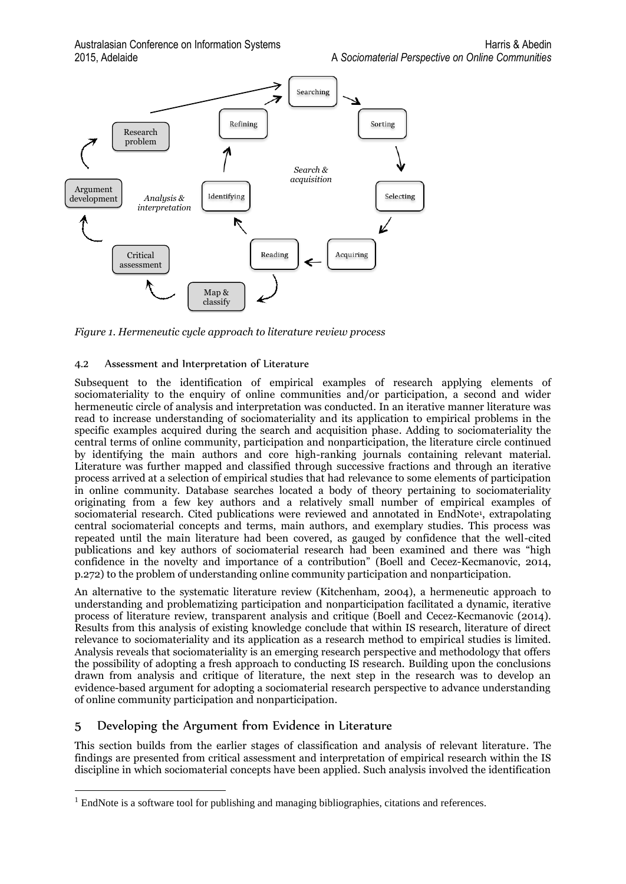*Figure 1. Hermeneutic cycle approach to literature review process*

### 4.2 Assessment and Interpretation of Literature

Subsequent to the identification of empirical examples of research applying elements of sociomateriality to the enquiry of online communities and/or participation, a second and wider hermeneutic circle of analysis and interpretation was conducted. In an iterative manner literature was read to increase understanding of sociomateriality and its application to empirical problems in the specific examples acquired during the search and acquisition phase. Adding to sociomateriality the central terms of online community, participation and nonparticipation, the literature circle continued by identifying the main authors and core high-ranking journals containing relevant material. Literature was further mapped and classified through successive fractions and through an iterative process arrived at a selection of empirical studies that had relevance to some elements of participation in online community. Database searches located a body of theory pertaining to sociomateriality originating from a few key authors and a relatively small number of empirical examples of sociomaterial research. Cited publications were reviewed and annotated in EndNote[1], extrapolating central sociomaterial concepts and terms, main authors, and exemplary studies. This process was repeated until the main literature had been covered, as gauged by confidence that the well-cited publications and key authors of sociomaterial research had been examined and there was "high confidence in the novelty and importance of a contribution" (Boell and Cecez-Kecmanovic, 2014, p.272) to the problem of understanding online community participation and nonparticipation.

An alternative to the systematic literature review (Kitchenham, 2004), a hermeneutic approach to understanding and problematizing participation and nonparticipation facilitated a dynamic, iterative process of literature review, transparent analysis and critique (Boell and Cecez-Kecmanovic (2014). Results from this analysis of existing knowledge conclude that within IS research, literature of direct relevance to sociomateriality and its application as a research method to empirical studies is limited. Analysis reveals that sociomateriality is an emerging research perspective and methodology that offers the possibility of adopting a fresh approach to conducting IS research. Building upon the conclusions drawn from analysis and critique of literature, the next step in the research was to develop an evidence-based argument for adopting a sociomaterial research perspective to advance understanding of online community participation and nonparticipation.

## 5 Developing the Argument from Evidence in Literature

This section builds from the earlier stages of classification and analysis of relevant literature. The findings are presented from critical assessment and interpretation of empirical research within the IS discipline in which sociomaterial concepts have been applied. Such analysis involved the identification

[1] EndNote is a software tool for publishing and managing bibliographies, citations and references.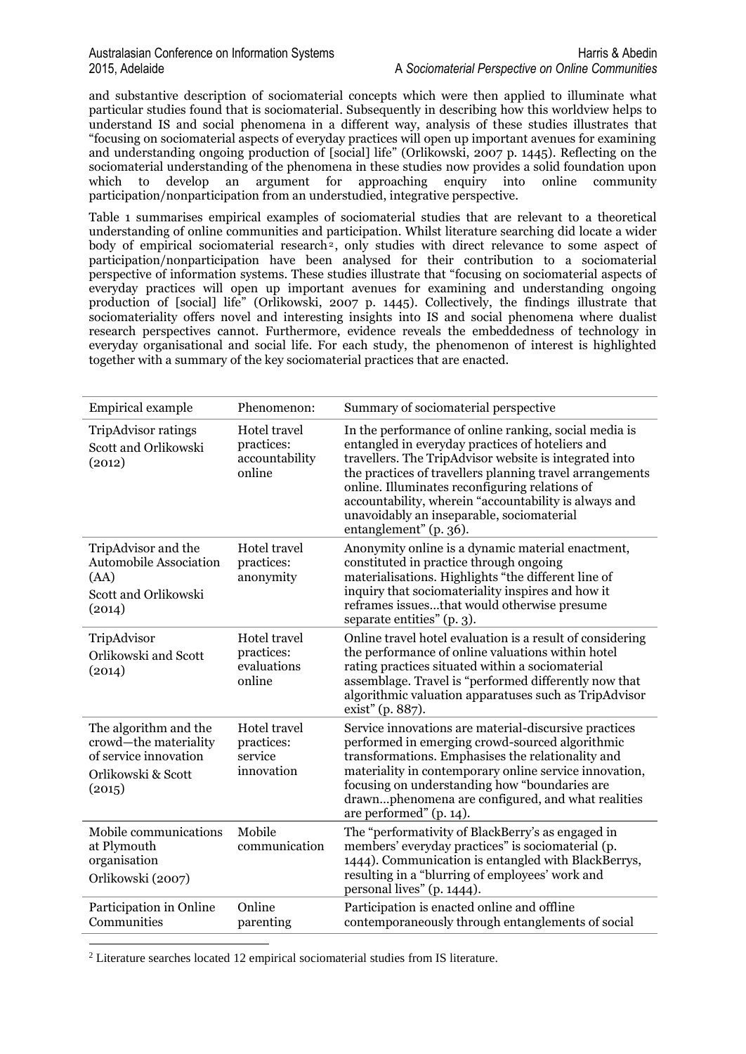and substantive description of sociomaterial concepts which were then applied to illuminate what particular studies found that is sociomaterial. Subsequently in describing how this worldview helps to understand IS and social phenomena in a different way, analysis of these studies illustrates that "focusing on sociomaterial aspects of everyday practices will open up important avenues for examining and understanding ongoing production of [social] life" (Orlikowski, 2007 p. 1445). Reflecting on the sociomaterial understanding of the phenomena in these studies now provides a solid foundation upon which to develop an argument for approaching enquiry into online community participation/nonparticipation from an understudied, integrative perspective.

Table 1 summarises empirical examples of sociomaterial studies that are relevant to a theoretical understanding of online communities and participation. Whilst literature searching did locate a wider body of empirical sociomaterial research[2], only studies with direct relevance to some aspect of participation/nonparticipation have been analysed for their contribution to a sociomaterial perspective of information systems. These studies illustrate that "focusing on sociomaterial aspects of everyday practices will open up important avenues for examining and understanding ongoing production of [social] life" (Orlikowski, 2007 p. 1445). Collectively, the findings illustrate that sociomateriality offers novel and interesting insights into IS and social phenomena where dualist research perspectives cannot. Furthermore, evidence reveals the embeddedness of technology in everyday organisational and social life. For each study, the phenomenon of interest is highlighted together with a summary of the key sociomaterial practices that are enacted.

| Empirical example | Phenomenon: | Summary of sociomaterial perspective |
|---|---|---|
| TripAdvisor ratings<br>Scott and Orlikowski (2012) | Hotel travel practices: accountability online | In the performance of online ranking, social media is entangled in everyday practices of hoteliers and travellers. The TripAdvisor website is integrated into the practices of travellers planning travel arrangements online. Illuminates reconfiguring relations of accountability, wherein "accountability is always and unavoidably an inseparable, sociomaterial entanglement" (p. 36). |
| TripAdvisor and the Automobile Association (AA)<br>Scott and Orlikowski (2014) | Hotel travel practices: anonymity | Anonymity online is a dynamic material enactment, constituted in practice through ongoing materialisations. Highlights "the different line of inquiry that sociomateriality inspires and how it reframes issues…that would otherwise presume separate entities" (p. 3). |
| TripAdvisor<br>Orlikowski and Scott (2014) | Hotel travel practices: evaluations online | Online travel hotel evaluation is a result of considering the performance of online valuations within hotel rating practices situated within a sociomaterial assemblage. Travel is "performed differently now that algorithmic valuation apparatuses such as TripAdvisor exist" (p. 887). |
| The algorithm and the crowd—the materiality of service innovation<br>Orlikowski & Scott (2015) | Hotel travel practices: service innovation | Service innovations are material-discursive practices performed in emerging crowd-sourced algorithmic transformations. Emphasises the relationality and materiality in contemporary online service innovation, focusing on understanding how "boundaries are drawn…phenomena are configured, and what realities are performed" (p. 14). |
| Mobile communications at Plymouth organisation<br>Orlikowski (2007) | Mobile communication | The "performativity of BlackBerry's as engaged in members' everyday practices" is sociomaterial (p. 1444). Communication is entangled with BlackBerrys, resulting in a "blurring of employees' work and personal lives" (p. 1444). |
| Participation in Online Communities | Online parenting | Participation is enacted online and offline contemporaneously through entanglements of social |

[2] Literature searches located 12 empirical sociomaterial studies from IS literature.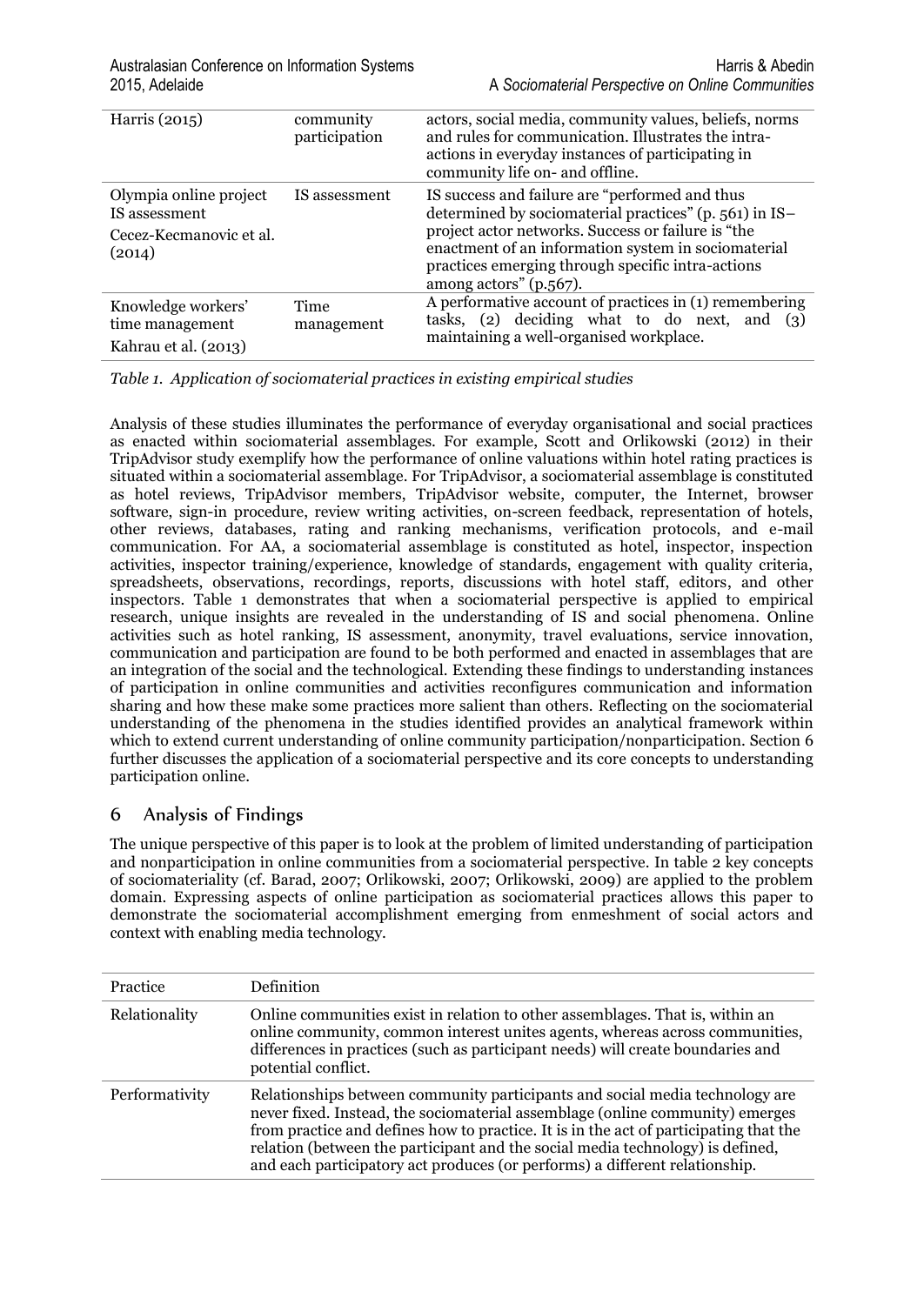| | | |
|---|---|---|
| Harris (2015) | community participation | actors, social media, community values, beliefs, norms and rules for communication. Illustrates the intra-actions in everyday instances of participating in community life on- and offline. |
| Olympia online project IS assessment<br>Cecez-Kecmanovic et al. (2014) | IS assessment | IS success and failure are "performed and thus determined by sociomaterial practices" (p. 561) in IS–project actor networks. Success or failure is "the enactment of an information system in sociomaterial practices emerging through specific intra-actions among actors" (p.567). |
| Knowledge workers' time management<br>Kahrau et al. (2013) | Time management | A performative account of practices in (1) remembering tasks, (2) deciding what to do next, and (3) maintaining a well-organised workplace. |

*Table 1. Application of sociomaterial practices in existing empirical studies*

Analysis of these studies illuminates the performance of everyday organisational and social practices as enacted within sociomaterial assemblages. For example, Scott and Orlikowski (2012) in their TripAdvisor study exemplify how the performance of online valuations within hotel rating practices is situated within a sociomaterial assemblage. For TripAdvisor, a sociomaterial assemblage is constituted as hotel reviews, TripAdvisor members, TripAdvisor website, computer, the Internet, browser software, sign-in procedure, review writing activities, on-screen feedback, representation of hotels, other reviews, databases, rating and ranking mechanisms, verification protocols, and e-mail communication. For AA, a sociomaterial assemblage is constituted as hotel, inspector, inspection activities, inspector training/experience, knowledge of standards, engagement with quality criteria, spreadsheets, observations, recordings, reports, discussions with hotel staff, editors, and other inspectors. Table 1 demonstrates that when a sociomaterial perspective is applied to empirical research, unique insights are revealed in the understanding of IS and social phenomena. Online activities such as hotel ranking, IS assessment, anonymity, travel evaluations, service innovation, communication and participation are found to be both performed and enacted in assemblages that are an integration of the social and the technological. Extending these findings to understanding instances of participation in online communities and activities reconfigures communication and information sharing and how these make some practices more salient than others. Reflecting on the sociomaterial understanding of the phenomena in the studies identified provides an analytical framework within which to extend current understanding of online community participation/nonparticipation. Section 6 further discusses the application of a sociomaterial perspective and its core concepts to understanding participation online.

## 6 Analysis of Findings

The unique perspective of this paper is to look at the problem of limited understanding of participation and nonparticipation in online communities from a sociomaterial perspective. In table 2 key concepts of sociomateriality (cf. Barad, 2007; Orlikowski, 2007; Orlikowski, 2009) are applied to the problem domain. Expressing aspects of online participation as sociomaterial practices allows this paper to demonstrate the sociomaterial accomplishment emerging from enmeshment of social actors and context with enabling media technology.

| Practice | Definition |
|---|---|
| Relationality | Online communities exist in relation to other assemblages. That is, within an online community, common interest unites agents, whereas across communities, differences in practices (such as participant needs) will create boundaries and potential conflict. |
| Performativity | Relationships between community participants and social media technology are never fixed. Instead, the sociomaterial assemblage (online community) emerges from practice and defines how to practice. It is in the act of participating that the relation (between the participant and the social media technology) is defined, and each participatory act produces (or performs) a different relationship. |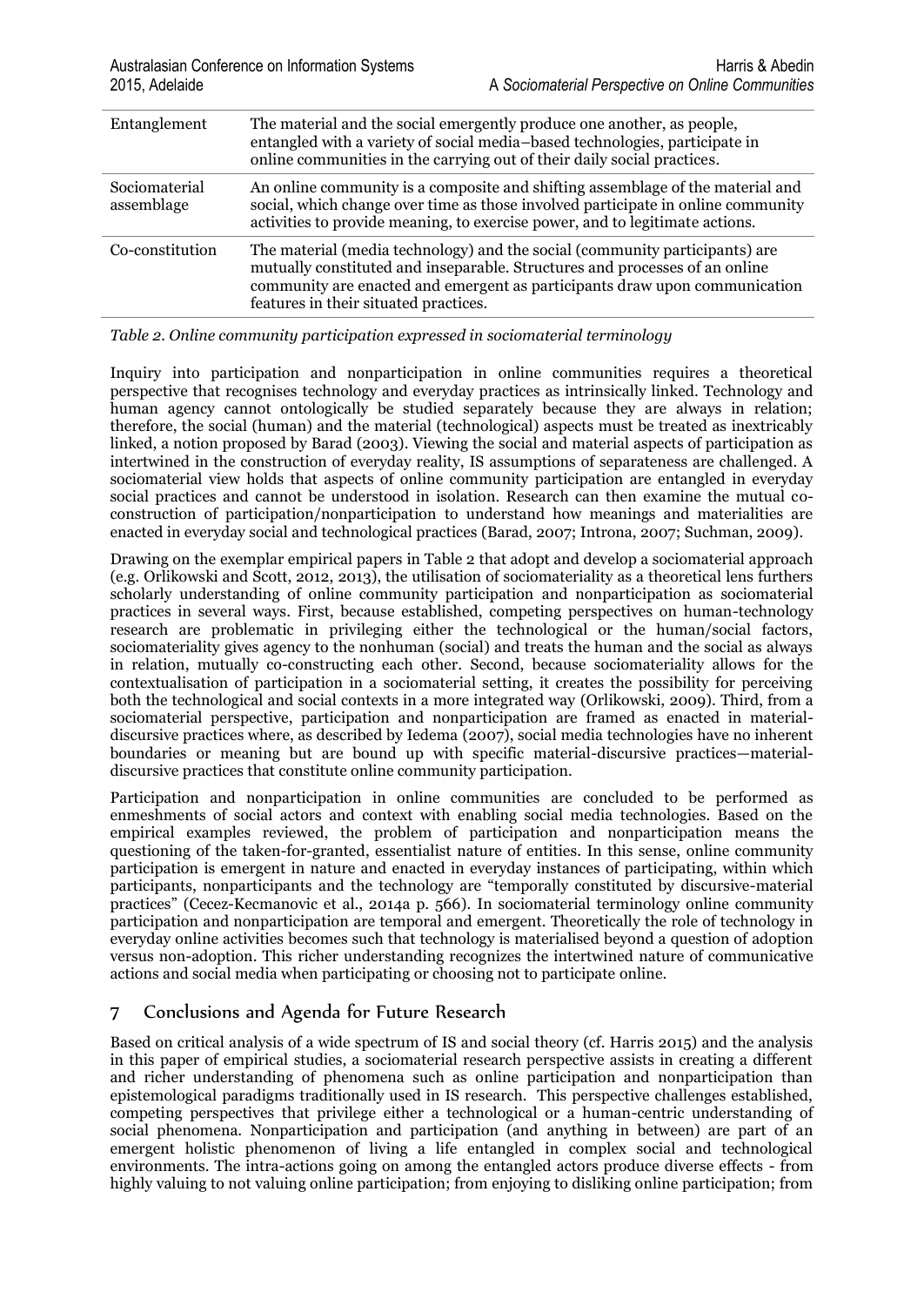| Entanglement | The material and the social emergently produce one another, as people, entangled with a variety of social media–based technologies, participate in online communities in the carrying out of their daily social practices. |
|---|---|
| Sociomaterial assemblage | An online community is a composite and shifting assemblage of the material and social, which change over time as those involved participate in online community activities to provide meaning, to exercise power, and to legitimate actions. |
| Co-constitution | The material (media technology) and the social (community participants) are mutually constituted and inseparable. Structures and processes of an online community are enacted and emergent as participants draw upon communication features in their situated practices. |

*Table 2. Online community participation expressed in sociomaterial terminology*

Inquiry into participation and nonparticipation in online communities requires a theoretical perspective that recognises technology and everyday practices as intrinsically linked. Technology and human agency cannot ontologically be studied separately because they are always in relation; therefore, the social (human) and the material (technological) aspects must be treated as inextricably linked, a notion proposed by Barad (2003). Viewing the social and material aspects of participation as intertwined in the construction of everyday reality, IS assumptions of separateness are challenged. A sociomaterial view holds that aspects of online community participation are entangled in everyday social practices and cannot be understood in isolation. Research can then examine the mutual co-construction of participation/nonparticipation to understand how meanings and materialities are enacted in everyday social and technological practices (Barad, 2007; Introna, 2007; Suchman, 2009).

Drawing on the exemplar empirical papers in Table 2 that adopt and develop a sociomaterial approach (e.g. Orlikowski and Scott, 2012, 2013), the utilisation of sociomateriality as a theoretical lens furthers scholarly understanding of online community participation and nonparticipation as sociomaterial practices in several ways. First, because established, competing perspectives on human-technology research are problematic in privileging either the technological or the human/social factors, sociomateriality gives agency to the nonhuman (social) and treats the human and the social as always in relation, mutually co-constructing each other. Second, because sociomateriality allows for the contextualisation of participation in a sociomaterial setting, it creates the possibility for perceiving both the technological and social contexts in a more integrated way (Orlikowski, 2009). Third, from a sociomaterial perspective, participation and nonparticipation are framed as enacted in material-discursive practices where, as described by Iedema (2007), social media technologies have no inherent boundaries or meaning but are bound up with specific material-discursive practices—material-discursive practices that constitute online community participation.

Participation and nonparticipation in online communities are concluded to be performed as enmeshments of social actors and context with enabling social media technologies. Based on the empirical examples reviewed, the problem of participation and nonparticipation means the questioning of the taken-for-granted, essentialist nature of entities. In this sense, online community participation is emergent in nature and enacted in everyday instances of participating, within which participants, nonparticipants and the technology are "temporally constituted by discursive-material practices" (Cecez-Kecmanovic et al., 2014a p. 566). In sociomaterial terminology online community participation and nonparticipation are temporal and emergent. Theoretically the role of technology in everyday online activities becomes such that technology is materialised beyond a question of adoption versus non-adoption. This richer understanding recognizes the intertwined nature of communicative actions and social media when participating or choosing not to participate online.

## 7 Conclusions and Agenda for Future Research

Based on critical analysis of a wide spectrum of IS and social theory (cf. Harris 2015) and the analysis in this paper of empirical studies, a sociomaterial research perspective assists in creating a different and richer understanding of phenomena such as online participation and nonparticipation than epistemological paradigms traditionally used in IS research. This perspective challenges established, competing perspectives that privilege either a technological or a human-centric understanding of social phenomena. Nonparticipation and participation (and anything in between) are part of an emergent holistic phenomenon of living a life entangled in complex social and technological environments. The intra-actions going on among the entangled actors produce diverse effects - from highly valuing to not valuing online participation; from enjoying to disliking online participation; from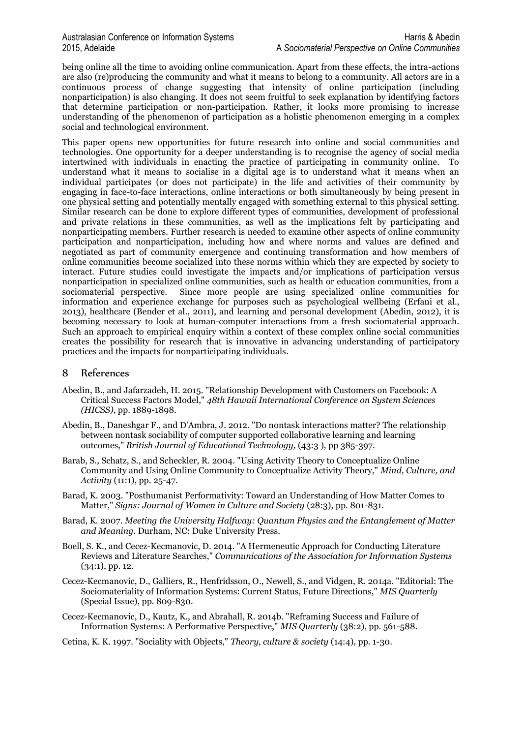being online all the time to avoiding online communication. Apart from these effects, the intra-actions are also (re)producing the community and what it means to belong to a community. All actors are in a continuous process of change suggesting that intensity of online participation (including nonparticipation) is also changing. It does not seem fruitful to seek explanation by identifying factors that determine participation or non-participation. Rather, it looks more promising to increase understanding of the phenomenon of participation as a holistic phenomenon emerging in a complex social and technological environment.

This paper opens new opportunities for future research into online and social communities and technologies. One opportunity for a deeper understanding is to recognise the agency of social media intertwined with individuals in enacting the practice of participating in community online. To understand what it means to socialise in a digital age is to understand what it means when an individual participates (or does not participate) in the life and activities of their community by engaging in face-to-face interactions, online interactions or both simultaneously by being present in one physical setting and potentially mentally engaged with something external to this physical setting. Similar research can be done to explore different types of communities, development of professional and private relations in these communities, as well as the implications felt by participating and nonparticipating members. Further research is needed to examine other aspects of online community participation and nonparticipation, including how and where norms and values are defined and negotiated as part of community emergence and continuing transformation and how members of online communities become socialized into these norms within which they are expected by society to interact. Future studies could investigate the impacts and/or implications of participation versus nonparticipation in specialized online communities, such as health or education communities, from a sociomaterial perspective. Since more people are using specialized online communities for information and experience exchange for purposes such as psychological wellbeing (Erfani et al., 2013), healthcare (Bender et al., 2011), and learning and personal development (Abedin, 2012), it is becoming necessary to look at human-computer interactions from a fresh sociomaterial approach. Such an approach to empirical enquiry within a context of these complex online social communities creates the possibility for research that is innovative in advancing understanding of participatory practices and the impacts for nonparticipating individuals.

## 8 References

Abedin, B., and Jafarzadeh, H. 2015. "Relationship Development with Customers on Facebook: A Critical Success Factors Model," *48th Hawaii International Conference on System Sciences (HICSS)*, pp. 1889-1898.

Abedin, B., Daneshgar F., and D'Ambra, J. 2012. "Do nontask interactions matter? The relationship between nontask sociability of computer supported collaborative learning and learning outcomes," *British Journal of Educational Technology,* (43:3 ), pp 385-397.

Barab, S., Schatz, S., and Scheckler, R. 2004. "Using Activity Theory to Conceptualize Online Community and Using Online Community to Conceptualize Activity Theory," *Mind, Culture, and Activity* (11:1), pp. 25-47.

Barad, K. 2003. "Posthumanist Performativity: Toward an Understanding of How Matter Comes to Matter," *Signs: Journal of Women in Culture and Society* (28:3), pp. 801-831.

Barad, K. 2007. *Meeting the University Halfway: Quantum Physics and the Entanglement of Matter and Meaning*. Durham, NC: Duke University Press.

Boell, S. K., and Cecez-Kecmanovic, D. 2014. "A Hermeneutic Approach for Conducting Literature Reviews and Literature Searches," *Communications of the Association for Information Systems* (34:1), pp. 12.

Cecez-Kecmanovic, D., Galliers, R., Henfridsson, O., Newell, S., and Vidgen, R. 2014a. "Editorial: The Sociomateriality of Information Systems: Current Status, Future Directions," *MIS Quarterly* (Special Issue), pp. 809-830.

Cecez-Kecmanovic, D., Kautz, K., and Abrahall, R. 2014b. "Reframing Success and Failure of Information Systems: A Performative Perspective," *MIS Quarterly* (38:2), pp. 561-588.

Cetina, K. K. 1997. "Sociality with Objects," *Theory, culture & society* (14:4), pp. 1-30.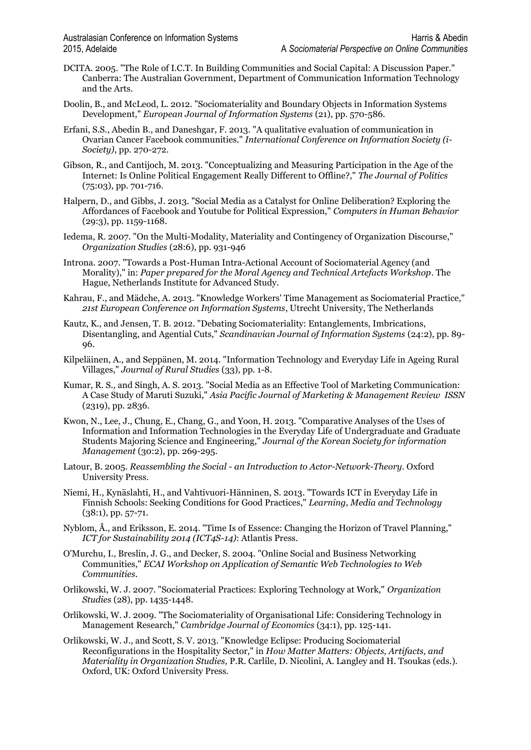DCITA. 2005. "The Role of I.C.T. In Building Communities and Social Capital: A Discussion Paper." Canberra: The Australian Government, Department of Communication Information Technology and the Arts.

Doolin, B., and McLeod, L. 2012. "Sociomateriality and Boundary Objects in Information Systems Development," *European Journal of Information Systems* (21), pp. 570-586.

Erfani, S.S., Abedin B., and Daneshgar, F. 2013. "A qualitative evaluation of communication in Ovarian Cancer Facebook communities." *International Conference on Information Society (i-Society)*, pp. 270-272.

Gibson, R., and Cantijoch, M. 2013. "Conceptualizing and Measuring Participation in the Age of the Internet: Is Online Political Engagement Really Different to Offline?," *The Journal of Politics* (75:03), pp. 701-716.

Halpern, D., and Gibbs, J. 2013. "Social Media as a Catalyst for Online Deliberation? Exploring the Affordances of Facebook and Youtube for Political Expression," *Computers in Human Behavior* (29:3), pp. 1159-1168.

Iedema, R. 2007. "On the Multi-Modality, Materiality and Contingency of Organization Discourse," *Organization Studies* (28:6), pp. 931-946

Introna. 2007. "Towards a Post-Human Intra-Actional Account of Sociomaterial Agency (and Morality)," in: *Paper prepared for the Moral Agency and Technical Artefacts Workshop*. The Hague, Netherlands Institute for Advanced Study.

Kahrau, F., and Mädche, A. 2013. "Knowledge Workers' Time Management as Sociomaterial Practice," *21st European Conference on Information Systems*, Utrecht University, The Netherlands

Kautz, K., and Jensen, T. B. 2012. "Debating Sociomateriality: Entanglements, Imbrications, Disentangling, and Agential Cuts," *Scandinavian Journal of Information Systems* (24:2), pp. 89-96.

Kilpeläinen, A., and Seppänen, M. 2014. "Information Technology and Everyday Life in Ageing Rural Villages," *Journal of Rural Studies* (33), pp. 1-8.

Kumar, R. S., and Singh, A. S. 2013. "Social Media as an Effective Tool of Marketing Communication: A Case Study of Maruti Suzuki," *Asia Pacific Journal of Marketing & Management Review ISSN* (2319), pp. 2836.

Kwon, N., Lee, J., Chung, E., Chang, G., and Yoon, H. 2013. "Comparative Analyses of the Uses of Information and Information Technologies in the Everyday Life of Undergraduate and Graduate Students Majoring Science and Engineering," *Journal of the Korean Society for information Management* (30:2), pp. 269-295.

Latour, B. 2005. *Reassembling the Social - an Introduction to Actor-Network-Theory*. Oxford University Press.

Niemi, H., Kynäslahti, H., and Vahtivuori-Hänninen, S. 2013. "Towards ICT in Everyday Life in Finnish Schools: Seeking Conditions for Good Practices," *Learning, Media and Technology* (38:1), pp. 57-71.

Nyblom, Å., and Eriksson, E. 2014. "Time Is of Essence: Changing the Horizon of Travel Planning," *ICT for Sustainability 2014 (ICT4S-14)*: Atlantis Press.

O'Murchu, I., Breslin, J. G., and Decker, S. 2004. "Online Social and Business Networking Communities," *ECAI Workshop on Application of Semantic Web Technologies to Web Communities*.

Orlikowski, W. J. 2007. "Sociomaterial Practices: Exploring Technology at Work," *Organization Studies* (28), pp. 1435-1448.

Orlikowski, W. J. 2009. "The Sociomateriality of Organisational Life: Considering Technology in Management Research," *Cambridge Journal of Economics* (34:1), pp. 125-141.

Orlikowski, W. J., and Scott, S. V. 2013. "Knowledge Eclipse: Producing Sociomaterial Reconfigurations in the Hospitality Sector," in *How Matter Matters: Objects, Artifacts, and Materiality in Organization Studies,* P.R. Carlile, D. Nicolini, A. Langley and H. Tsoukas (eds.). Oxford, UK: Oxford University Press.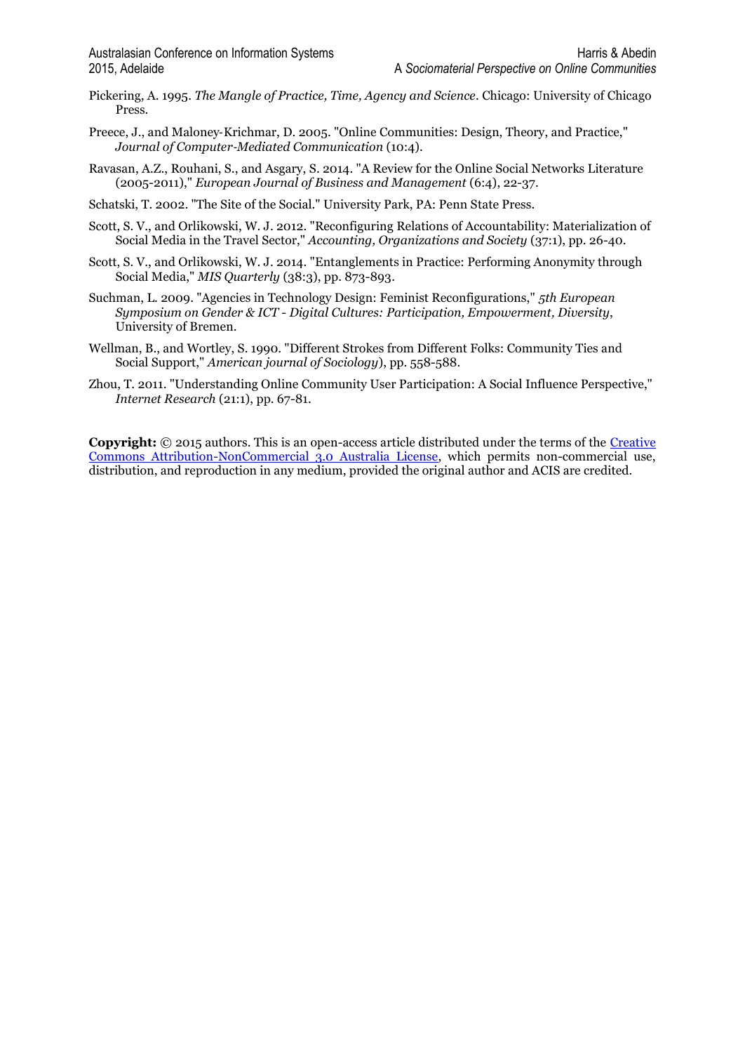Pickering, A. 1995. *The Mangle of Practice, Time, Agency and Science*. Chicago: University of Chicago Press.

Preece, J., and Maloney-Krichmar, D. 2005. "Online Communities: Design, Theory, and Practice," *Journal of Computer-Mediated Communication* (10:4).

Ravasan, A.Z., Rouhani, S., and Asgary, S. 2014. "A Review for the Online Social Networks Literature (2005-2011)," *European Journal of Business and Management* (6:4), 22-37.

Schatski, T. 2002. "The Site of the Social." University Park, PA: Penn State Press.

Scott, S. V., and Orlikowski, W. J. 2012. "Reconfiguring Relations of Accountability: Materialization of Social Media in the Travel Sector," *Accounting, Organizations and Society* (37:1), pp. 26-40.

Scott, S. V., and Orlikowski, W. J. 2014. "Entanglements in Practice: Performing Anonymity through Social Media," *MIS Quarterly* (38:3), pp. 873-893.

Suchman, L. 2009. "Agencies in Technology Design: Feminist Reconfigurations," *5th European Symposium on Gender & ICT - Digital Cultures: Participation, Empowerment, Diversity*, University of Bremen.

Wellman, B., and Wortley, S. 1990. "Different Strokes from Different Folks: Community Ties and Social Support," *American journal of Sociology*), pp. 558-588.

Zhou, T. 2011. "Understanding Online Community User Participation: A Social Influence Perspective," *Internet Research* (21:1), pp. 67-81.

**Copyright:** © 2015 authors. This is an open-access article distributed under the terms of the Creative Commons Attribution-NonCommercial 3.0 Australia License, which permits non-commercial use, distribution, and reproduction in any medium, provided the original author and ACIS are credited.